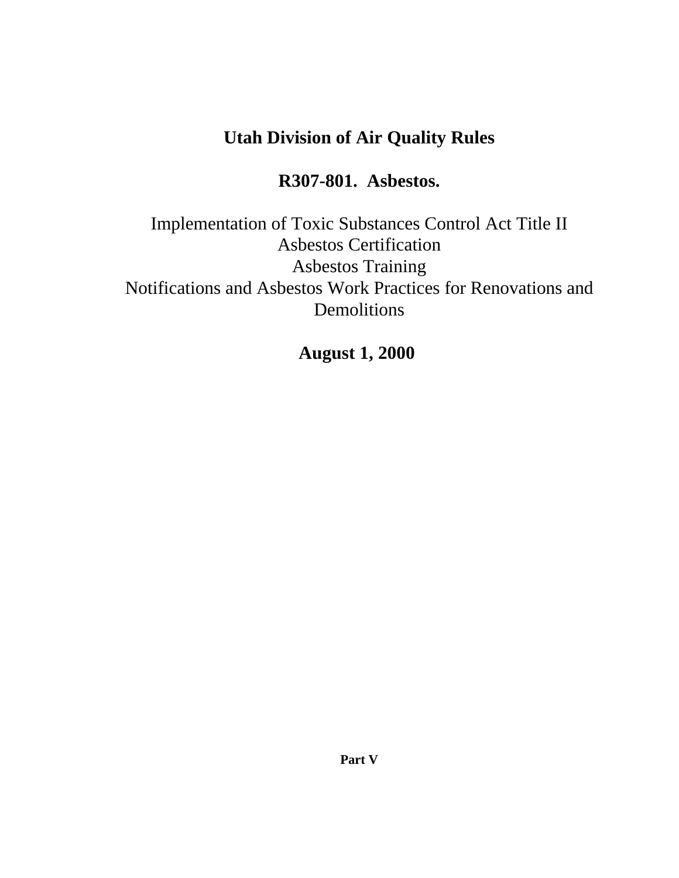# Utah Division of Air Quality Rules

## R307-801. Asbestos.

Implementation of Toxic Substances Control Act Title II
Asbestos Certification
Asbestos Training
Notifications and Asbestos Work Practices for Renovations and Demolitions

**August 1, 2000**

**Part V**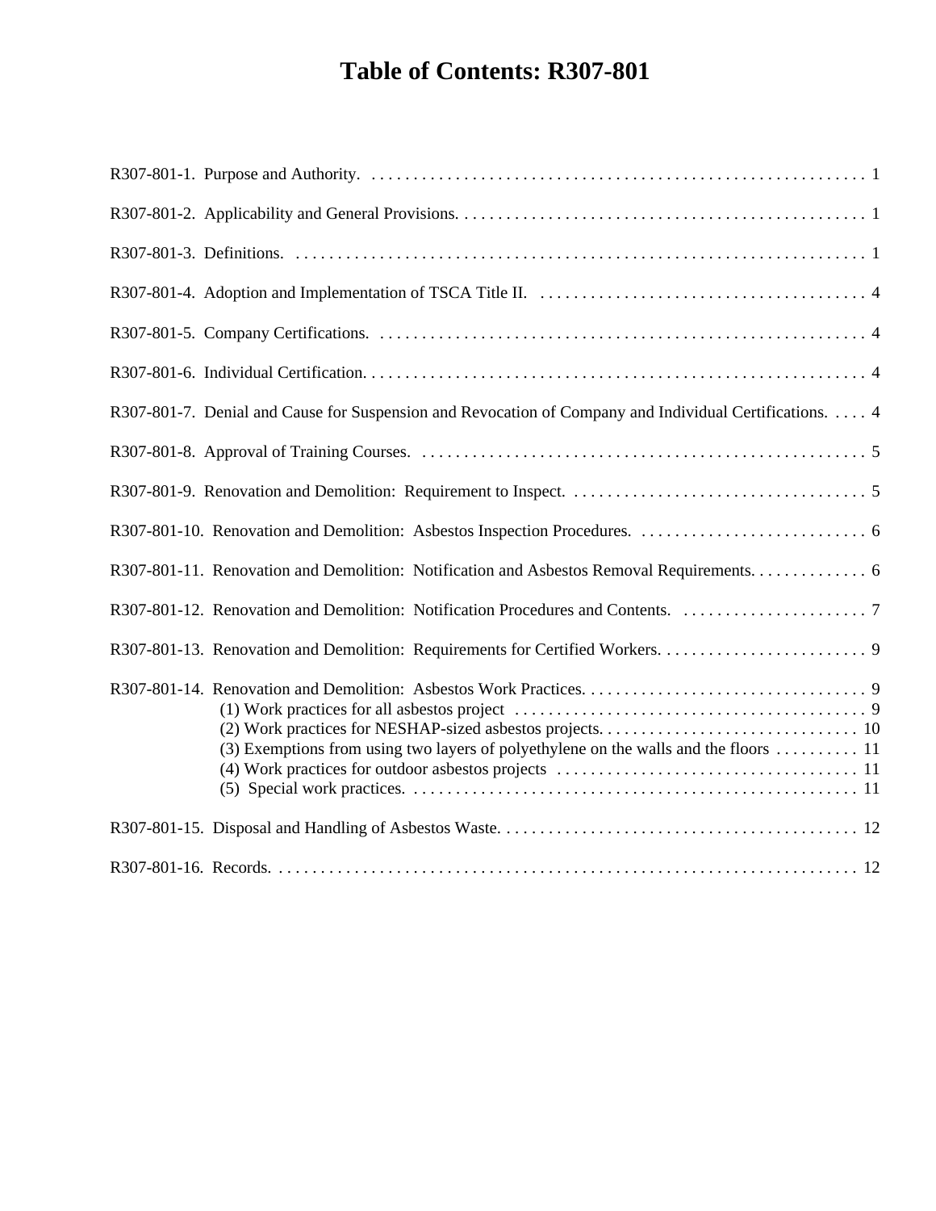# Table of Contents: R307-801

R307-801-1. Purpose and Authority. . . . . . . . . . . . . . . . . . . . . . . . . . . . . . . . . . . . . . . . . . . . . . . . . . . . . . . . . . . 1

R307-801-2. Applicability and General Provisions. . . . . . . . . . . . . . . . . . . . . . . . . . . . . . . . . . . . . . . . . . . . . . . . . 1

R307-801-3. Definitions. . . . . . . . . . . . . . . . . . . . . . . . . . . . . . . . . . . . . . . . . . . . . . . . . . . . . . . . . . . . . . . . . . . 1

R307-801-4. Adoption and Implementation of TSCA Title II. . . . . . . . . . . . . . . . . . . . . . . . . . . . . . . . . . . . . . . . 4

R307-801-5. Company Certifications. . . . . . . . . . . . . . . . . . . . . . . . . . . . . . . . . . . . . . . . . . . . . . . . . . . . . . . . . . 4

R307-801-6. Individual Certification. . . . . . . . . . . . . . . . . . . . . . . . . . . . . . . . . . . . . . . . . . . . . . . . . . . . . . . . . . . 4

R307-801-7. Denial and Cause for Suspension and Revocation of Company and Individual Certifications. . . . . 4

R307-801-8. Approval of Training Courses. . . . . . . . . . . . . . . . . . . . . . . . . . . . . . . . . . . . . . . . . . . . . . . . . . . . . 5

R307-801-9. Renovation and Demolition: Requirement to Inspect. . . . . . . . . . . . . . . . . . . . . . . . . . . . . . . . . . . 5

R307-801-10. Renovation and Demolition: Asbestos Inspection Procedures. . . . . . . . . . . . . . . . . . . . . . . . . . . 6

R307-801-11. Renovation and Demolition: Notification and Asbestos Removal Requirements. . . . . . . . . . . . . 6

R307-801-12. Renovation and Demolition: Notification Procedures and Contents. . . . . . . . . . . . . . . . . . . . . . 7

R307-801-13. Renovation and Demolition: Requirements for Certified Workers. . . . . . . . . . . . . . . . . . . . . . . . 9

R307-801-14. Renovation and Demolition: Asbestos Work Practices. . . . . . . . . . . . . . . . . . . . . . . . . . . . . . . . . 9
- (1) Work practices for all asbestos project . . . . . . . . . . . . . . . . . . . . . . . . . . . . . . . . . . . . . . . . . . 9
- (2) Work practices for NESHAP-sized asbestos projects. . . . . . . . . . . . . . . . . . . . . . . . . . . . . . . . 10
- (3) Exemptions from using two layers of polyethylene on the walls and the floors . . . . . . . . . . 11
- (4) Work practices for outdoor asbestos projects . . . . . . . . . . . . . . . . . . . . . . . . . . . . . . . . . . . . 11
- (5) Special work practices. . . . . . . . . . . . . . . . . . . . . . . . . . . . . . . . . . . . . . . . . . . . . . . . . . . . . . 11

R307-801-15. Disposal and Handling of Asbestos Waste. . . . . . . . . . . . . . . . . . . . . . . . . . . . . . . . . . . . . . . . . . 12

R307-801-16. Records. . . . . . . . . . . . . . . . . . . . . . . . . . . . . . . . . . . . . . . . . . . . . . . . . . . . . . . . . . . . . . . . . . . . 12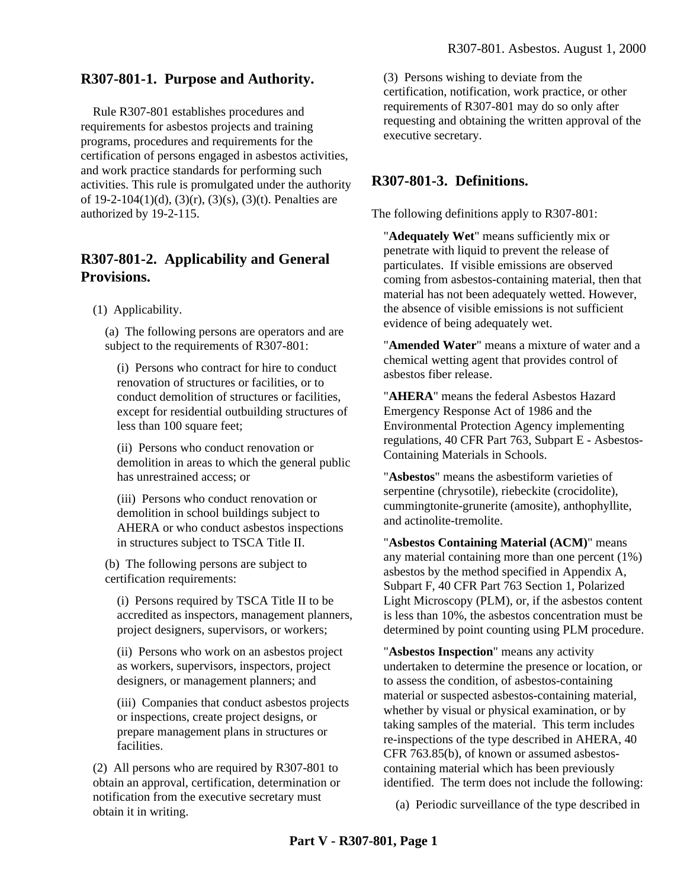## R307-801-1. Purpose and Authority.

Rule R307-801 establishes procedures and requirements for asbestos projects and training programs, procedures and requirements for the certification of persons engaged in asbestos activities, and work practice standards for performing such activities. This rule is promulgated under the authority of 19-2-104(1)(d), (3)(r), (3)(s), (3)(t). Penalties are authorized by 19-2-115.

## R307-801-2. Applicability and General Provisions.

(1) Applicability.

(a) The following persons are operators and are subject to the requirements of R307-801:

(i) Persons who contract for hire to conduct renovation of structures or facilities, or to conduct demolition of structures or facilities, except for residential outbuilding structures of less than 100 square feet;

(ii) Persons who conduct renovation or demolition in areas to which the general public has unrestrained access; or

(iii) Persons who conduct renovation or demolition in school buildings subject to AHERA or who conduct asbestos inspections in structures subject to TSCA Title II.

(b) The following persons are subject to certification requirements:

(i) Persons required by TSCA Title II to be accredited as inspectors, management planners, project designers, supervisors, or workers;

(ii) Persons who work on an asbestos project as workers, supervisors, inspectors, project designers, or management planners; and

(iii) Companies that conduct asbestos projects or inspections, create project designs, or prepare management plans in structures or facilities.

(2) All persons who are required by R307-801 to obtain an approval, certification, determination or notification from the executive secretary must obtain it in writing.

(3) Persons wishing to deviate from the certification, notification, work practice, or other requirements of R307-801 may do so only after requesting and obtaining the written approval of the executive secretary.

## R307-801-3. Definitions.

The following definitions apply to R307-801:

"**Adequately Wet**" means sufficiently mix or penetrate with liquid to prevent the release of particulates. If visible emissions are observed coming from asbestos-containing material, then that material has not been adequately wetted. However, the absence of visible emissions is not sufficient evidence of being adequately wet.

"**Amended Water**" means a mixture of water and a chemical wetting agent that provides control of asbestos fiber release.

"**AHERA**" means the federal Asbestos Hazard Emergency Response Act of 1986 and the Environmental Protection Agency implementing regulations, 40 CFR Part 763, Subpart E - Asbestos-Containing Materials in Schools.

"**Asbestos**" means the asbestiform varieties of serpentine (chrysotile), riebeckite (crocidolite), cummingtonite-grunerite (amosite), anthophyllite, and actinolite-tremolite.

"**Asbestos Containing Material (ACM)**" means any material containing more than one percent (1%) asbestos by the method specified in Appendix A, Subpart F, 40 CFR Part 763 Section 1, Polarized Light Microscopy (PLM), or, if the asbestos content is less than 10%, the asbestos concentration must be determined by point counting using PLM procedure.

"**Asbestos Inspection**" means any activity undertaken to determine the presence or location, or to assess the condition, of asbestos-containing material or suspected asbestos-containing material, whether by visual or physical examination, or by taking samples of the material. This term includes re-inspections of the type described in AHERA, 40 CFR 763.85(b), of known or assumed asbestos-containing material which has been previously identified. The term does not include the following:

(a) Periodic surveillance of the type described in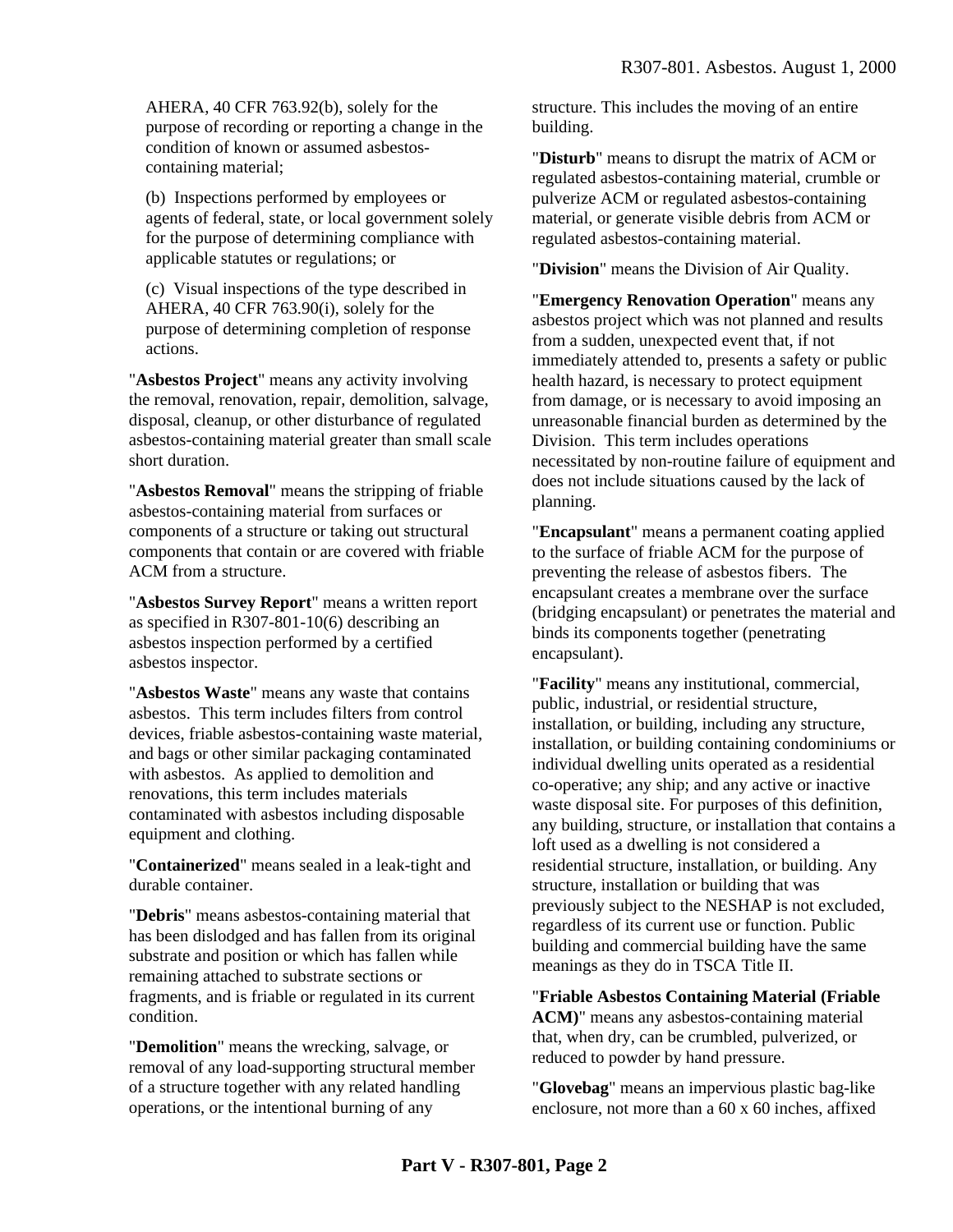AHERA, 40 CFR 763.92(b), solely for the purpose of recording or reporting a change in the condition of known or assumed asbestos-containing material;

(b) Inspections performed by employees or agents of federal, state, or local government solely for the purpose of determining compliance with applicable statutes or regulations; or

(c) Visual inspections of the type described in AHERA, 40 CFR 763.90(i), solely for the purpose of determining completion of response actions.

"**Asbestos Project**" means any activity involving the removal, renovation, repair, demolition, salvage, disposal, cleanup, or other disturbance of regulated asbestos-containing material greater than small scale short duration.

"**Asbestos Removal**" means the stripping of friable asbestos-containing material from surfaces or components of a structure or taking out structural components that contain or are covered with friable ACM from a structure.

"**Asbestos Survey Report**" means a written report as specified in R307-801-10(6) describing an asbestos inspection performed by a certified asbestos inspector.

"**Asbestos Waste**" means any waste that contains asbestos. This term includes filters from control devices, friable asbestos-containing waste material, and bags or other similar packaging contaminated with asbestos. As applied to demolition and renovations, this term includes materials contaminated with asbestos including disposable equipment and clothing.

"**Containerized**" means sealed in a leak-tight and durable container.

"**Debris**" means asbestos-containing material that has been dislodged and has fallen from its original substrate and position or which has fallen while remaining attached to substrate sections or fragments, and is friable or regulated in its current condition.

"**Demolition**" means the wrecking, salvage, or removal of any load-supporting structural member of a structure together with any related handling operations, or the intentional burning of any structure. This includes the moving of an entire building.

"**Disturb**" means to disrupt the matrix of ACM or regulated asbestos-containing material, crumble or pulverize ACM or regulated asbestos-containing material, or generate visible debris from ACM or regulated asbestos-containing material.

"**Division**" means the Division of Air Quality.

"**Emergency Renovation Operation**" means any asbestos project which was not planned and results from a sudden, unexpected event that, if not immediately attended to, presents a safety or public health hazard, is necessary to protect equipment from damage, or is necessary to avoid imposing an unreasonable financial burden as determined by the Division. This term includes operations necessitated by non-routine failure of equipment and does not include situations caused by the lack of planning.

"**Encapsulant**" means a permanent coating applied to the surface of friable ACM for the purpose of preventing the release of asbestos fibers. The encapsulant creates a membrane over the surface (bridging encapsulant) or penetrates the material and binds its components together (penetrating encapsulant).

"**Facility**" means any institutional, commercial, public, industrial, or residential structure, installation, or building, including any structure, installation, or building containing condominiums or individual dwelling units operated as a residential co-operative; any ship; and any active or inactive waste disposal site. For purposes of this definition, any building, structure, or installation that contains a loft used as a dwelling is not considered a residential structure, installation, or building. Any structure, installation or building that was previously subject to the NESHAP is not excluded, regardless of its current use or function. Public building and commercial building have the same meanings as they do in TSCA Title II.

"**Friable Asbestos Containing Material (Friable ACM)**" means any asbestos-containing material that, when dry, can be crumbled, pulverized, or reduced to powder by hand pressure.

"**Glovebag**" means an impervious plastic bag-like enclosure, not more than a 60 x 60 inches, affixed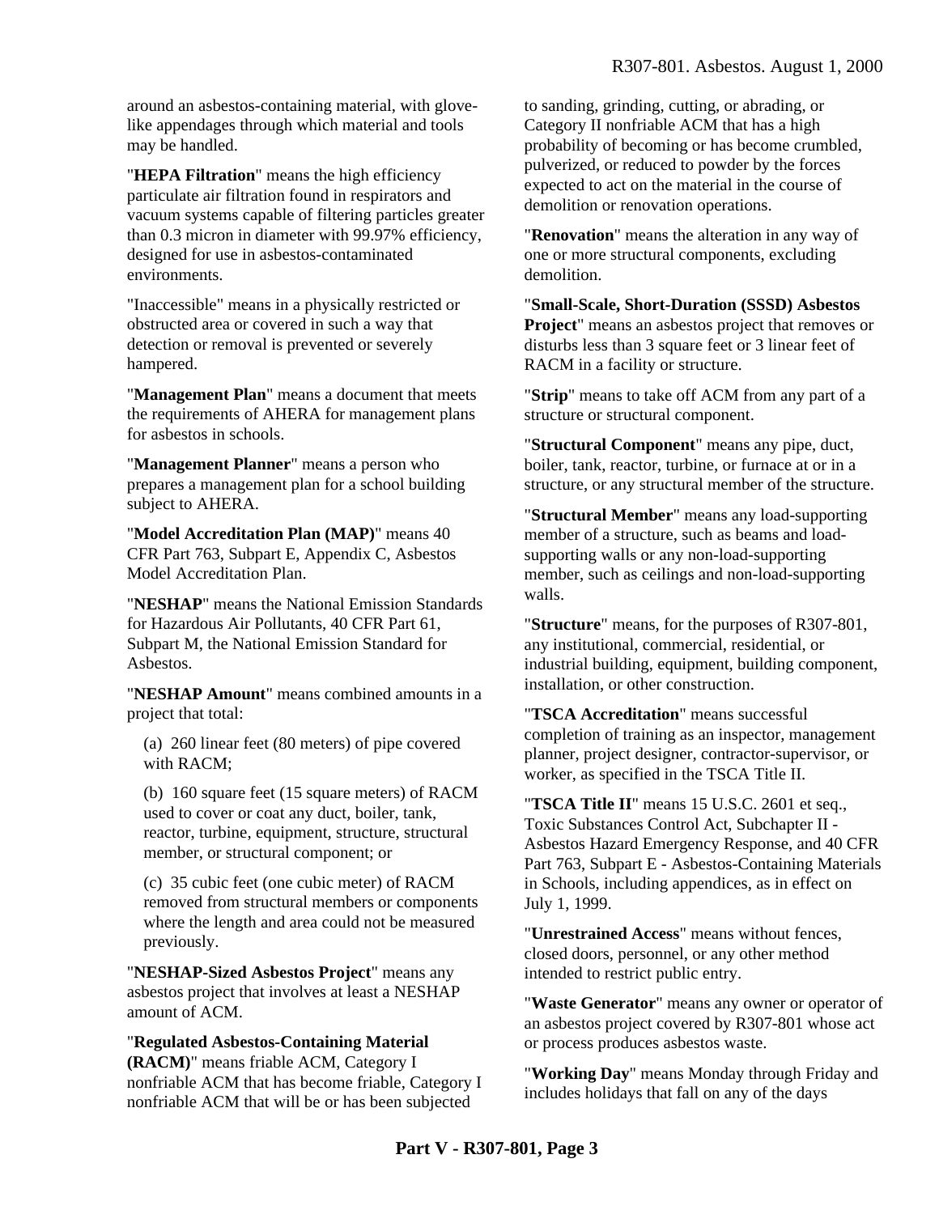around an asbestos-containing material, with glove-like appendages through which material and tools may be handled.

"**HEPA Filtration**" means the high efficiency particulate air filtration found in respirators and vacuum systems capable of filtering particles greater than 0.3 micron in diameter with 99.97% efficiency, designed for use in asbestos-contaminated environments.

"Inaccessible" means in a physically restricted or obstructed area or covered in such a way that detection or removal is prevented or severely hampered.

"**Management Plan**" means a document that meets the requirements of AHERA for management plans for asbestos in schools.

"**Management Planner**" means a person who prepares a management plan for a school building subject to AHERA.

"**Model Accreditation Plan (MAP)**" means 40 CFR Part 763, Subpart E, Appendix C, Asbestos Model Accreditation Plan.

"**NESHAP**" means the National Emission Standards for Hazardous Air Pollutants, 40 CFR Part 61, Subpart M, the National Emission Standard for Asbestos.

"**NESHAP Amount**" means combined amounts in a project that total:

(a) 260 linear feet (80 meters) of pipe covered with RACM;

(b) 160 square feet (15 square meters) of RACM used to cover or coat any duct, boiler, tank, reactor, turbine, equipment, structure, structural member, or structural component; or

(c) 35 cubic feet (one cubic meter) of RACM removed from structural members or components where the length and area could not be measured previously.

"**NESHAP-Sized Asbestos Project**" means any asbestos project that involves at least a NESHAP amount of ACM.

"**Regulated Asbestos-Containing Material (RACM)**" means friable ACM, Category I nonfriable ACM that has become friable, Category I nonfriable ACM that will be or has been subjected to sanding, grinding, cutting, or abrading, or Category II nonfriable ACM that has a high probability of becoming or has become crumbled, pulverized, or reduced to powder by the forces expected to act on the material in the course of demolition or renovation operations.

"**Renovation**" means the alteration in any way of one or more structural components, excluding demolition.

"**Small-Scale, Short-Duration (SSSD) Asbestos Project**" means an asbestos project that removes or disturbs less than 3 square feet or 3 linear feet of RACM in a facility or structure.

"**Strip**" means to take off ACM from any part of a structure or structural component.

"**Structural Component**" means any pipe, duct, boiler, tank, reactor, turbine, or furnace at or in a structure, or any structural member of the structure.

"**Structural Member**" means any load-supporting member of a structure, such as beams and load-supporting walls or any non-load-supporting member, such as ceilings and non-load-supporting walls.

"**Structure**" means, for the purposes of R307-801, any institutional, commercial, residential, or industrial building, equipment, building component, installation, or other construction.

"**TSCA Accreditation**" means successful completion of training as an inspector, management planner, project designer, contractor-supervisor, or worker, as specified in the TSCA Title II.

"**TSCA Title II**" means 15 U.S.C. 2601 et seq., Toxic Substances Control Act, Subchapter II - Asbestos Hazard Emergency Response, and 40 CFR Part 763, Subpart E - Asbestos-Containing Materials in Schools, including appendices, as in effect on July 1, 1999.

"**Unrestrained Access**" means without fences, closed doors, personnel, or any other method intended to restrict public entry.

"**Waste Generator**" means any owner or operator of an asbestos project covered by R307-801 whose act or process produces asbestos waste.

"**Working Day**" means Monday through Friday and includes holidays that fall on any of the days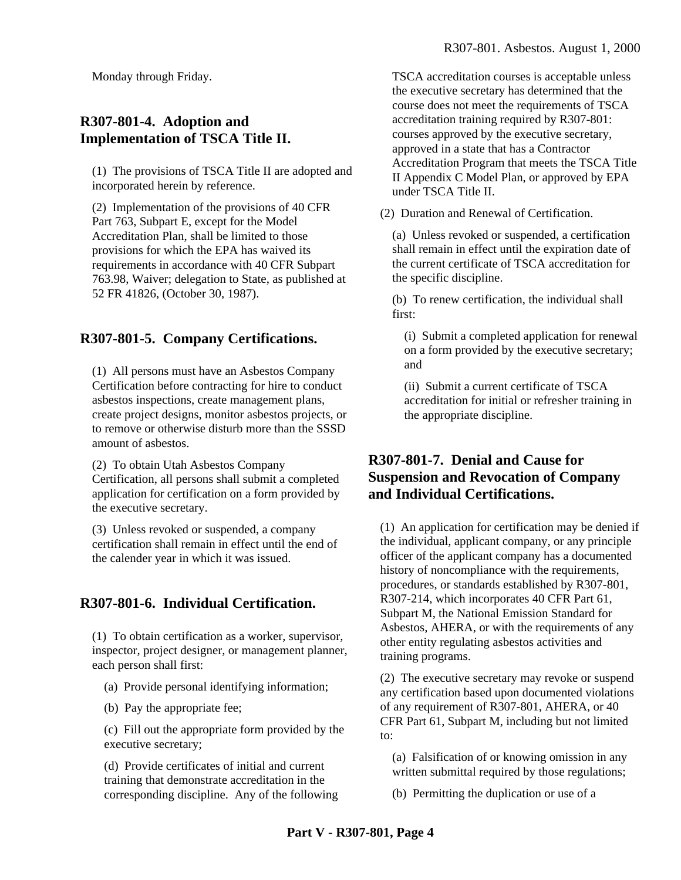Monday through Friday.

## R307-801-4. Adoption and Implementation of TSCA Title II.

(1) The provisions of TSCA Title II are adopted and incorporated herein by reference.

(2) Implementation of the provisions of 40 CFR Part 763, Subpart E, except for the Model Accreditation Plan, shall be limited to those provisions for which the EPA has waived its requirements in accordance with 40 CFR Subpart 763.98, Waiver; delegation to State, as published at 52 FR 41826, (October 30, 1987).

## R307-801-5. Company Certifications.

(1) All persons must have an Asbestos Company Certification before contracting for hire to conduct asbestos inspections, create management plans, create project designs, monitor asbestos projects, or to remove or otherwise disturb more than the SSSD amount of asbestos.

(2) To obtain Utah Asbestos Company Certification, all persons shall submit a completed application for certification on a form provided by the executive secretary.

(3) Unless revoked or suspended, a company certification shall remain in effect until the end of the calender year in which it was issued.

## R307-801-6. Individual Certification.

(1) To obtain certification as a worker, supervisor, inspector, project designer, or management planner, each person shall first:

(a) Provide personal identifying information;

(b) Pay the appropriate fee;

(c) Fill out the appropriate form provided by the executive secretary;

(d) Provide certificates of initial and current training that demonstrate accreditation in the corresponding discipline. Any of the following TSCA accreditation courses is acceptable unless the executive secretary has determined that the course does not meet the requirements of TSCA accreditation training required by R307-801: courses approved by the executive secretary, approved in a state that has a Contractor Accreditation Program that meets the TSCA Title II Appendix C Model Plan, or approved by EPA under TSCA Title II.

(2) Duration and Renewal of Certification.

(a) Unless revoked or suspended, a certification shall remain in effect until the expiration date of the current certificate of TSCA accreditation for the specific discipline.

(b) To renew certification, the individual shall first:

(i) Submit a completed application for renewal on a form provided by the executive secretary; and

(ii) Submit a current certificate of TSCA accreditation for initial or refresher training in the appropriate discipline.

## R307-801-7. Denial and Cause for Suspension and Revocation of Company and Individual Certifications.

(1) An application for certification may be denied if the individual, applicant company, or any principle officer of the applicant company has a documented history of noncompliance with the requirements, procedures, or standards established by R307-801, R307-214, which incorporates 40 CFR Part 61, Subpart M, the National Emission Standard for Asbestos, AHERA, or with the requirements of any other entity regulating asbestos activities and training programs.

(2) The executive secretary may revoke or suspend any certification based upon documented violations of any requirement of R307-801, AHERA, or 40 CFR Part 61, Subpart M, including but not limited to:

(a) Falsification of or knowing omission in any written submittal required by those regulations;

(b) Permitting the duplication or use of a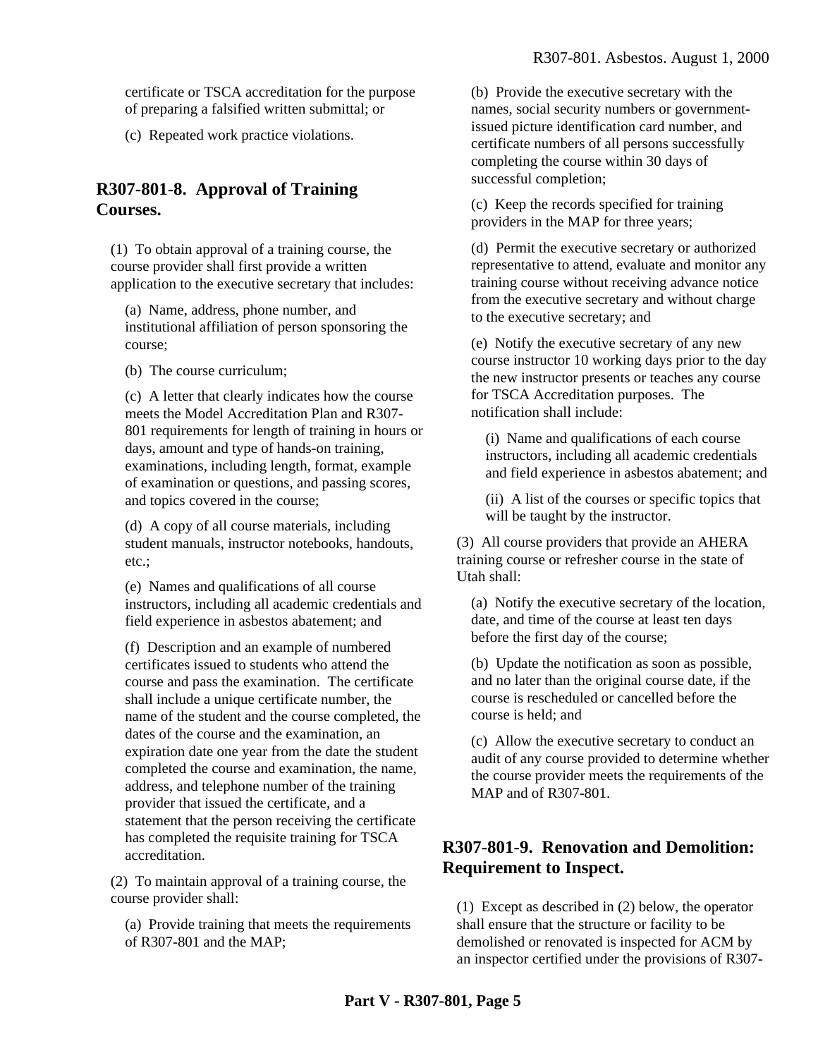certificate or TSCA accreditation for the purpose of preparing a falsified written submittal; or

(c) Repeated work practice violations.

## R307-801-8. Approval of Training Courses.

(1) To obtain approval of a training course, the course provider shall first provide a written application to the executive secretary that includes:

(a) Name, address, phone number, and institutional affiliation of person sponsoring the course;

(b) The course curriculum;

(c) A letter that clearly indicates how the course meets the Model Accreditation Plan and R307-801 requirements for length of training in hours or days, amount and type of hands-on training, examinations, including length, format, example of examination or questions, and passing scores, and topics covered in the course;

(d) A copy of all course materials, including student manuals, instructor notebooks, handouts, etc.;

(e) Names and qualifications of all course instructors, including all academic credentials and field experience in asbestos abatement; and

(f) Description and an example of numbered certificates issued to students who attend the course and pass the examination. The certificate shall include a unique certificate number, the name of the student and the course completed, the dates of the course and the examination, an expiration date one year from the date the student completed the course and examination, the name, address, and telephone number of the training provider that issued the certificate, and a statement that the person receiving the certificate has completed the requisite training for TSCA accreditation.

(2) To maintain approval of a training course, the course provider shall:

(a) Provide training that meets the requirements of R307-801 and the MAP;

(b) Provide the executive secretary with the names, social security numbers or government-issued picture identification card number, and certificate numbers of all persons successfully completing the course within 30 days of successful completion;

(c) Keep the records specified for training providers in the MAP for three years;

(d) Permit the executive secretary or authorized representative to attend, evaluate and monitor any training course without receiving advance notice from the executive secretary and without charge to the executive secretary; and

(e) Notify the executive secretary of any new course instructor 10 working days prior to the day the new instructor presents or teaches any course for TSCA Accreditation purposes. The notification shall include:

(i) Name and qualifications of each course instructors, including all academic credentials and field experience in asbestos abatement; and

(ii) A list of the courses or specific topics that will be taught by the instructor.

(3) All course providers that provide an AHERA training course or refresher course in the state of Utah shall:

(a) Notify the executive secretary of the location, date, and time of the course at least ten days before the first day of the course;

(b) Update the notification as soon as possible, and no later than the original course date, if the course is rescheduled or cancelled before the course is held; and

(c) Allow the executive secretary to conduct an audit of any course provided to determine whether the course provider meets the requirements of the MAP and of R307-801.

## R307-801-9. Renovation and Demolition: Requirement to Inspect.

(1) Except as described in (2) below, the operator shall ensure that the structure or facility to be demolished or renovated is inspected for ACM by an inspector certified under the provisions of R307-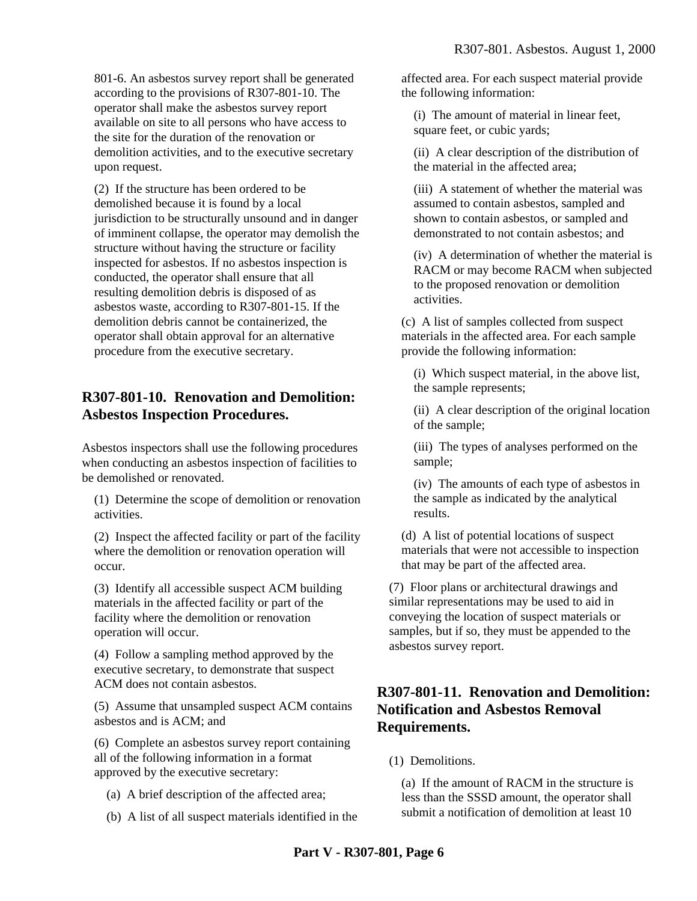801-6. An asbestos survey report shall be generated according to the provisions of R307-801-10. The operator shall make the asbestos survey report available on site to all persons who have access to the site for the duration of the renovation or demolition activities, and to the executive secretary upon request.

(2) If the structure has been ordered to be demolished because it is found by a local jurisdiction to be structurally unsound and in danger of imminent collapse, the operator may demolish the structure without having the structure or facility inspected for asbestos. If no asbestos inspection is conducted, the operator shall ensure that all resulting demolition debris is disposed of as asbestos waste, according to R307-801-15. If the demolition debris cannot be containerized, the operator shall obtain approval for an alternative procedure from the executive secretary.

## R307-801-10. Renovation and Demolition: Asbestos Inspection Procedures.

Asbestos inspectors shall use the following procedures when conducting an asbestos inspection of facilities to be demolished or renovated.

(1) Determine the scope of demolition or renovation activities.

(2) Inspect the affected facility or part of the facility where the demolition or renovation operation will occur.

(3) Identify all accessible suspect ACM building materials in the affected facility or part of the facility where the demolition or renovation operation will occur.

(4) Follow a sampling method approved by the executive secretary, to demonstrate that suspect ACM does not contain asbestos.

(5) Assume that unsampled suspect ACM contains asbestos and is ACM; and

(6) Complete an asbestos survey report containing all of the following information in a format approved by the executive secretary:

(a) A brief description of the affected area;

(b) A list of all suspect materials identified in the affected area. For each suspect material provide the following information:

(i) The amount of material in linear feet, square feet, or cubic yards;

(ii) A clear description of the distribution of the material in the affected area;

(iii) A statement of whether the material was assumed to contain asbestos, sampled and shown to contain asbestos, or sampled and demonstrated to not contain asbestos; and

(iv) A determination of whether the material is RACM or may become RACM when subjected to the proposed renovation or demolition activities.

(c) A list of samples collected from suspect materials in the affected area. For each sample provide the following information:

(i) Which suspect material, in the above list, the sample represents;

(ii) A clear description of the original location of the sample;

(iii) The types of analyses performed on the sample;

(iv) The amounts of each type of asbestos in the sample as indicated by the analytical results.

(d) A list of potential locations of suspect materials that were not accessible to inspection that may be part of the affected area.

(7) Floor plans or architectural drawings and similar representations may be used to aid in conveying the location of suspect materials or samples, but if so, they must be appended to the asbestos survey report.

## R307-801-11. Renovation and Demolition: Notification and Asbestos Removal Requirements.

(1) Demolitions.

(a) If the amount of RACM in the structure is less than the SSSD amount, the operator shall submit a notification of demolition at least 10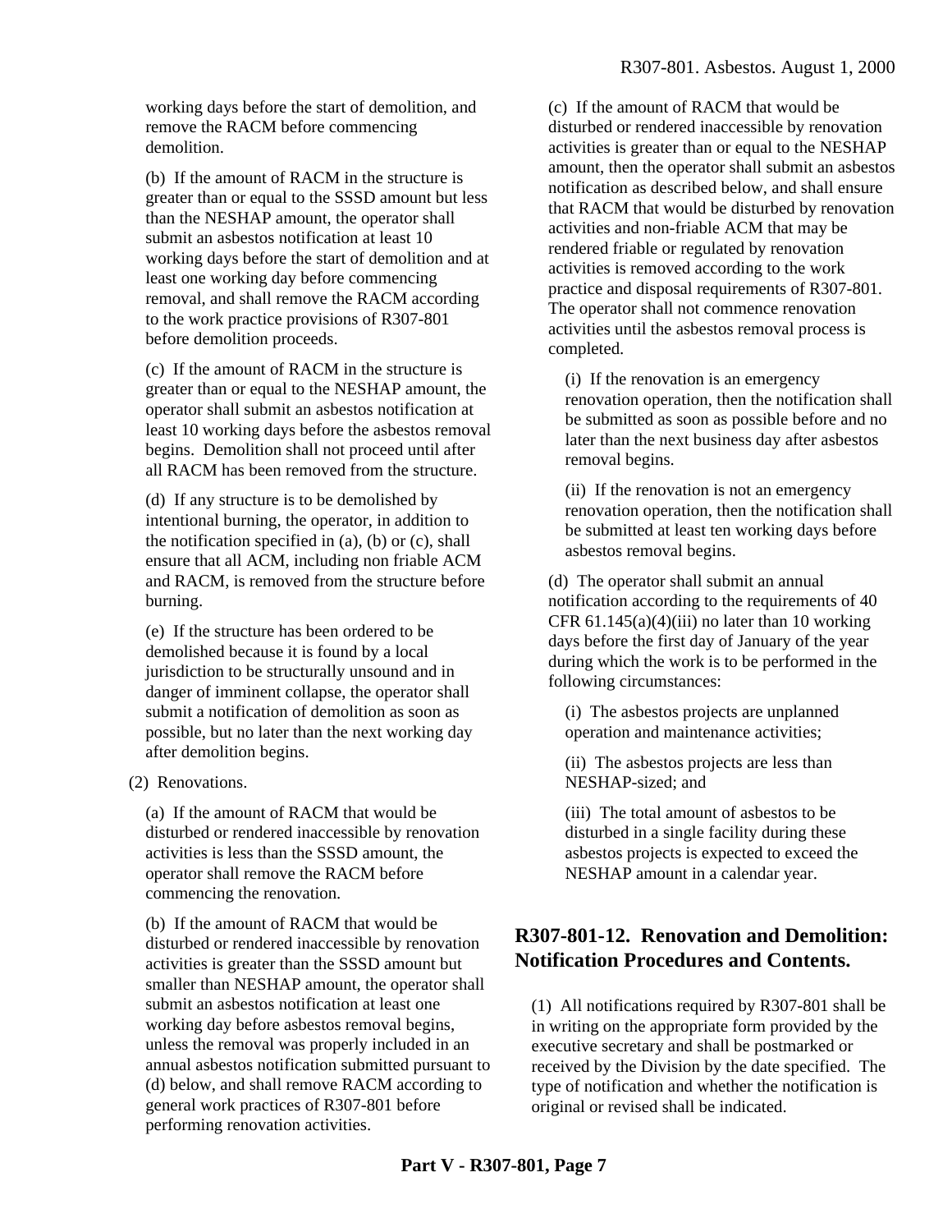working days before the start of demolition, and remove the RACM before commencing demolition.

(b) If the amount of RACM in the structure is greater than or equal to the SSSD amount but less than the NESHAP amount, the operator shall submit an asbestos notification at least 10 working days before the start of demolition and at least one working day before commencing removal, and shall remove the RACM according to the work practice provisions of R307-801 before demolition proceeds.

(c) If the amount of RACM in the structure is greater than or equal to the NESHAP amount, the operator shall submit an asbestos notification at least 10 working days before the asbestos removal begins. Demolition shall not proceed until after all RACM has been removed from the structure.

(d) If any structure is to be demolished by intentional burning, the operator, in addition to the notification specified in (a), (b) or (c), shall ensure that all ACM, including non friable ACM and RACM, is removed from the structure before burning.

(e) If the structure has been ordered to be demolished because it is found by a local jurisdiction to be structurally unsound and in danger of imminent collapse, the operator shall submit a notification of demolition as soon as possible, but no later than the next working day after demolition begins.

(2) Renovations.

(a) If the amount of RACM that would be disturbed or rendered inaccessible by renovation activities is less than the SSSD amount, the operator shall remove the RACM before commencing the renovation.

(b) If the amount of RACM that would be disturbed or rendered inaccessible by renovation activities is greater than the SSSD amount but smaller than NESHAP amount, the operator shall submit an asbestos notification at least one working day before asbestos removal begins, unless the removal was properly included in an annual asbestos notification submitted pursuant to (d) below, and shall remove RACM according to general work practices of R307-801 before performing renovation activities.

(c) If the amount of RACM that would be disturbed or rendered inaccessible by renovation activities is greater than or equal to the NESHAP amount, then the operator shall submit an asbestos notification as described below, and shall ensure that RACM that would be disturbed by renovation activities and non-friable ACM that may be rendered friable or regulated by renovation activities is removed according to the work practice and disposal requirements of R307-801. The operator shall not commence renovation activities until the asbestos removal process is completed.

(i) If the renovation is an emergency renovation operation, then the notification shall be submitted as soon as possible before and no later than the next business day after asbestos removal begins.

(ii) If the renovation is not an emergency renovation operation, then the notification shall be submitted at least ten working days before asbestos removal begins.

(d) The operator shall submit an annual notification according to the requirements of 40 CFR 61.145(a)(4)(iii) no later than 10 working days before the first day of January of the year during which the work is to be performed in the following circumstances:

(i) The asbestos projects are unplanned operation and maintenance activities;

(ii) The asbestos projects are less than NESHAP-sized; and

(iii) The total amount of asbestos to be disturbed in a single facility during these asbestos projects is expected to exceed the NESHAP amount in a calendar year.

## R307-801-12. Renovation and Demolition: Notification Procedures and Contents.

(1) All notifications required by R307-801 shall be in writing on the appropriate form provided by the executive secretary and shall be postmarked or received by the Division by the date specified. The type of notification and whether the notification is original or revised shall be indicated.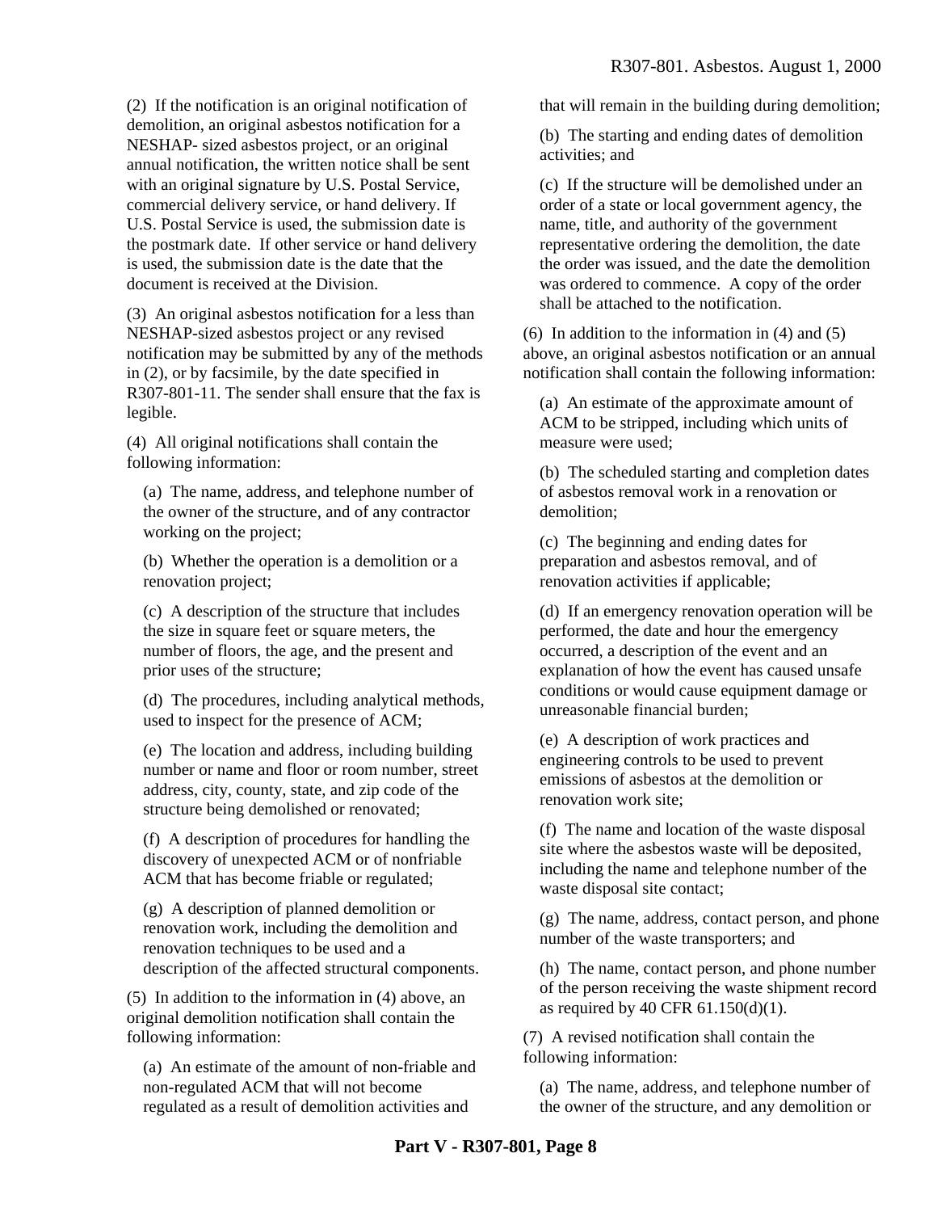(2) If the notification is an original notification of demolition, an original asbestos notification for a NESHAP- sized asbestos project, or an original annual notification, the written notice shall be sent with an original signature by U.S. Postal Service, commercial delivery service, or hand delivery. If U.S. Postal Service is used, the submission date is the postmark date. If other service or hand delivery is used, the submission date is the date that the document is received at the Division.

(3) An original asbestos notification for a less than NESHAP-sized asbestos project or any revised notification may be submitted by any of the methods in (2), or by facsimile, by the date specified in R307-801-11. The sender shall ensure that the fax is legible.

(4) All original notifications shall contain the following information:

(a) The name, address, and telephone number of the owner of the structure, and of any contractor working on the project;

(b) Whether the operation is a demolition or a renovation project;

(c) A description of the structure that includes the size in square feet or square meters, the number of floors, the age, and the present and prior uses of the structure;

(d) The procedures, including analytical methods, used to inspect for the presence of ACM;

(e) The location and address, including building number or name and floor or room number, street address, city, county, state, and zip code of the structure being demolished or renovated;

(f) A description of procedures for handling the discovery of unexpected ACM or of nonfriable ACM that has become friable or regulated;

(g) A description of planned demolition or renovation work, including the demolition and renovation techniques to be used and a description of the affected structural components.

(5) In addition to the information in (4) above, an original demolition notification shall contain the following information:

(a) An estimate of the amount of non-friable and non-regulated ACM that will not become regulated as a result of demolition activities and that will remain in the building during demolition;

(b) The starting and ending dates of demolition activities; and

(c) If the structure will be demolished under an order of a state or local government agency, the name, title, and authority of the government representative ordering the demolition, the date the order was issued, and the date the demolition was ordered to commence. A copy of the order shall be attached to the notification.

(6) In addition to the information in (4) and (5) above, an original asbestos notification or an annual notification shall contain the following information:

(a) An estimate of the approximate amount of ACM to be stripped, including which units of measure were used;

(b) The scheduled starting and completion dates of asbestos removal work in a renovation or demolition;

(c) The beginning and ending dates for preparation and asbestos removal, and of renovation activities if applicable;

(d) If an emergency renovation operation will be performed, the date and hour the emergency occurred, a description of the event and an explanation of how the event has caused unsafe conditions or would cause equipment damage or unreasonable financial burden;

(e) A description of work practices and engineering controls to be used to prevent emissions of asbestos at the demolition or renovation work site;

(f) The name and location of the waste disposal site where the asbestos waste will be deposited, including the name and telephone number of the waste disposal site contact;

(g) The name, address, contact person, and phone number of the waste transporters; and

(h) The name, contact person, and phone number of the person receiving the waste shipment record as required by 40 CFR 61.150(d)(1).

(7) A revised notification shall contain the following information:

(a) The name, address, and telephone number of the owner of the structure, and any demolition or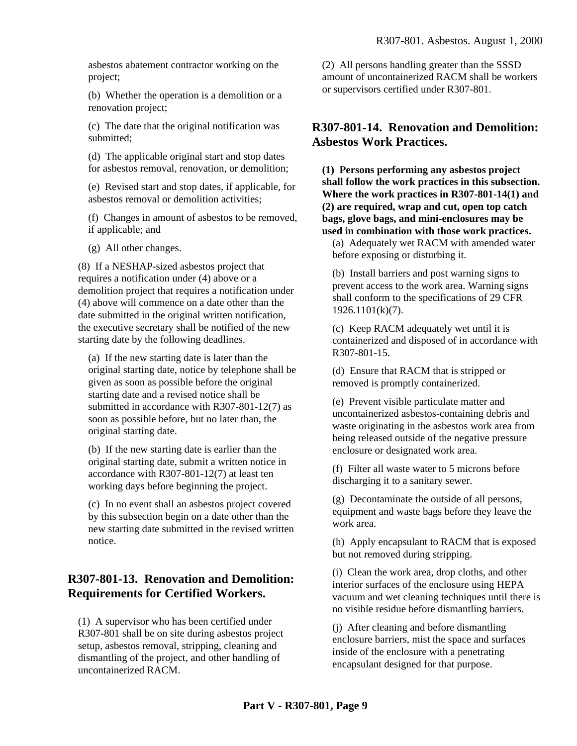asbestos abatement contractor working on the project;

(b) Whether the operation is a demolition or a renovation project;

(c) The date that the original notification was submitted;

(d) The applicable original start and stop dates for asbestos removal, renovation, or demolition;

(e) Revised start and stop dates, if applicable, for asbestos removal or demolition activities;

(f) Changes in amount of asbestos to be removed, if applicable; and

(g) All other changes.

(8) If a NESHAP-sized asbestos project that requires a notification under (4) above or a demolition project that requires a notification under (4) above will commence on a date other than the date submitted in the original written notification, the executive secretary shall be notified of the new starting date by the following deadlines.

(a) If the new starting date is later than the original starting date, notice by telephone shall be given as soon as possible before the original starting date and a revised notice shall be submitted in accordance with R307-801-12(7) as soon as possible before, but no later than, the original starting date.

(b) If the new starting date is earlier than the original starting date, submit a written notice in accordance with R307-801-12(7) at least ten working days before beginning the project.

(c) In no event shall an asbestos project covered by this subsection begin on a date other than the new starting date submitted in the revised written notice.

## R307-801-13. Renovation and Demolition: Requirements for Certified Workers.

(1) A supervisor who has been certified under R307-801 shall be on site during asbestos project setup, asbestos removal, stripping, cleaning and dismantling of the project, and other handling of uncontainerized RACM.

(2) All persons handling greater than the SSSD amount of uncontainerized RACM shall be workers or supervisors certified under R307-801.

## R307-801-14. Renovation and Demolition: Asbestos Work Practices.

**(1) Persons performing any asbestos project shall follow the work practices in this subsection. Where the work practices in R307-801-14(1) and (2) are required, wrap and cut, open top catch bags, glove bags, and mini-enclosures may be used in combination with those work practices.**

(a) Adequately wet RACM with amended water before exposing or disturbing it.

(b) Install barriers and post warning signs to prevent access to the work area. Warning signs shall conform to the specifications of 29 CFR 1926.1101(k)(7).

(c) Keep RACM adequately wet until it is containerized and disposed of in accordance with R307-801-15.

(d) Ensure that RACM that is stripped or removed is promptly containerized.

(e) Prevent visible particulate matter and uncontainerized asbestos-containing debris and waste originating in the asbestos work area from being released outside of the negative pressure enclosure or designated work area.

(f) Filter all waste water to 5 microns before discharging it to a sanitary sewer.

(g) Decontaminate the outside of all persons, equipment and waste bags before they leave the work area.

(h) Apply encapsulant to RACM that is exposed but not removed during stripping.

(i) Clean the work area, drop cloths, and other interior surfaces of the enclosure using HEPA vacuum and wet cleaning techniques until there is no visible residue before dismantling barriers.

(j) After cleaning and before dismantling enclosure barriers, mist the space and surfaces inside of the enclosure with a penetrating encapsulant designed for that purpose.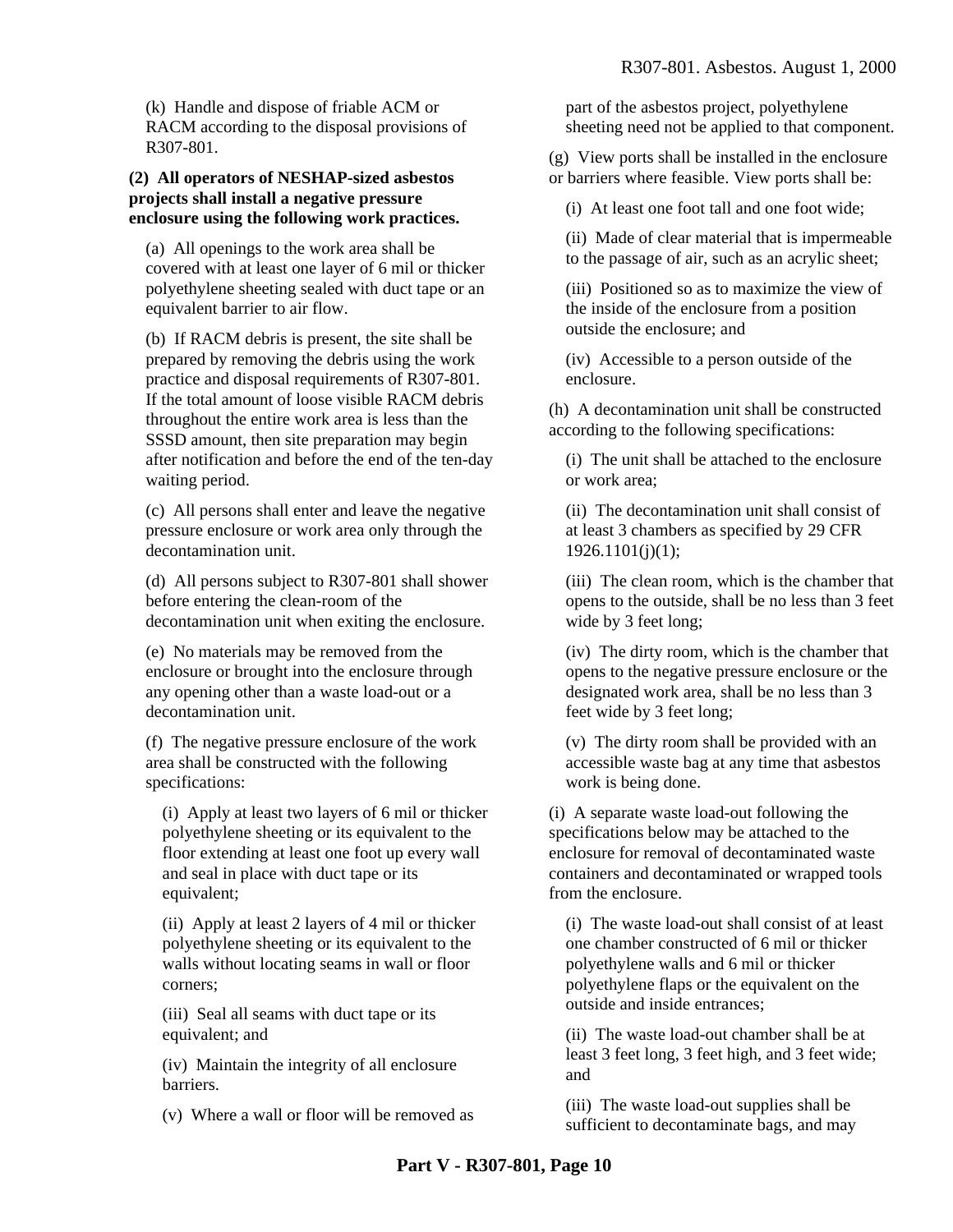(k) Handle and dispose of friable ACM or RACM according to the disposal provisions of R307-801.

**(2) All operators of NESHAP-sized asbestos projects shall install a negative pressure enclosure using the following work practices.**

(a) All openings to the work area shall be covered with at least one layer of 6 mil or thicker polyethylene sheeting sealed with duct tape or an equivalent barrier to air flow.

(b) If RACM debris is present, the site shall be prepared by removing the debris using the work practice and disposal requirements of R307-801. If the total amount of loose visible RACM debris throughout the entire work area is less than the SSSD amount, then site preparation may begin after notification and before the end of the ten-day waiting period.

(c) All persons shall enter and leave the negative pressure enclosure or work area only through the decontamination unit.

(d) All persons subject to R307-801 shall shower before entering the clean-room of the decontamination unit when exiting the enclosure.

(e) No materials may be removed from the enclosure or brought into the enclosure through any opening other than a waste load-out or a decontamination unit.

(f) The negative pressure enclosure of the work area shall be constructed with the following specifications:

(i) Apply at least two layers of 6 mil or thicker polyethylene sheeting or its equivalent to the floor extending at least one foot up every wall and seal in place with duct tape or its equivalent;

(ii) Apply at least 2 layers of 4 mil or thicker polyethylene sheeting or its equivalent to the walls without locating seams in wall or floor corners;

(iii) Seal all seams with duct tape or its equivalent; and

(iv) Maintain the integrity of all enclosure barriers.

(v) Where a wall or floor will be removed as part of the asbestos project, polyethylene sheeting need not be applied to that component.

(g) View ports shall be installed in the enclosure or barriers where feasible. View ports shall be:

(i) At least one foot tall and one foot wide;

(ii) Made of clear material that is impermeable to the passage of air, such as an acrylic sheet;

(iii) Positioned so as to maximize the view of the inside of the enclosure from a position outside the enclosure; and

(iv) Accessible to a person outside of the enclosure.

(h) A decontamination unit shall be constructed according to the following specifications:

(i) The unit shall be attached to the enclosure or work area;

(ii) The decontamination unit shall consist of at least 3 chambers as specified by 29 CFR 1926.1101(j)(1);

(iii) The clean room, which is the chamber that opens to the outside, shall be no less than 3 feet wide by 3 feet long;

(iv) The dirty room, which is the chamber that opens to the negative pressure enclosure or the designated work area, shall be no less than 3 feet wide by 3 feet long;

(v) The dirty room shall be provided with an accessible waste bag at any time that asbestos work is being done.

(i) A separate waste load-out following the specifications below may be attached to the enclosure for removal of decontaminated waste containers and decontaminated or wrapped tools from the enclosure.

(i) The waste load-out shall consist of at least one chamber constructed of 6 mil or thicker polyethylene walls and 6 mil or thicker polyethylene flaps or the equivalent on the outside and inside entrances;

(ii) The waste load-out chamber shall be at least 3 feet long, 3 feet high, and 3 feet wide; and

(iii) The waste load-out supplies shall be sufficient to decontaminate bags, and may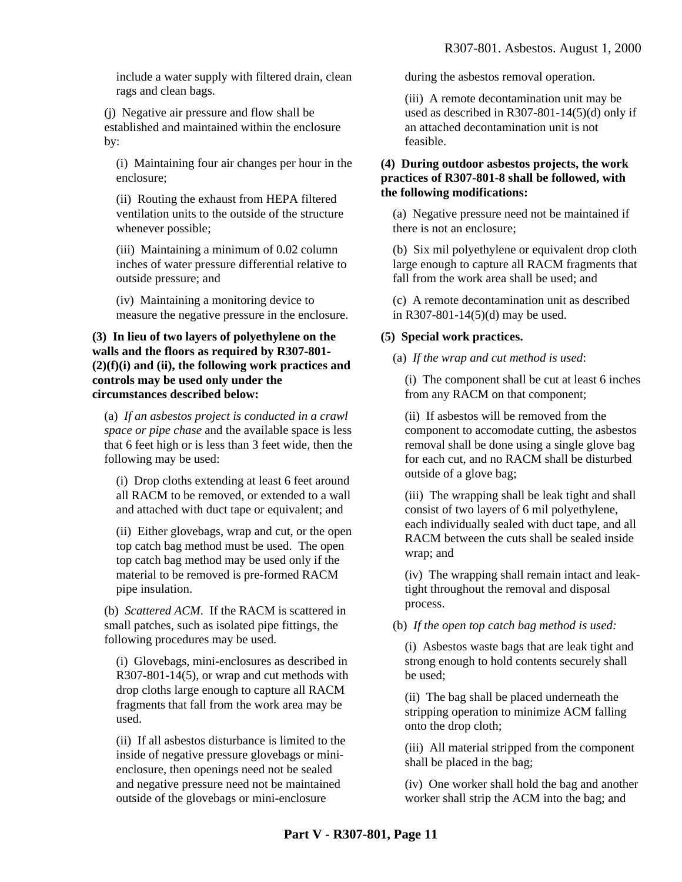include a water supply with filtered drain, clean rags and clean bags.

(j) Negative air pressure and flow shall be established and maintained within the enclosure by:

(i) Maintaining four air changes per hour in the enclosure;

(ii) Routing the exhaust from HEPA filtered ventilation units to the outside of the structure whenever possible;

(iii) Maintaining a minimum of 0.02 column inches of water pressure differential relative to outside pressure; and

(iv) Maintaining a monitoring device to measure the negative pressure in the enclosure.

**(3) In lieu of two layers of polyethylene on the walls and the floors as required by R307-801-(2)(f)(i) and (ii), the following work practices and controls may be used only under the circumstances described below:**

(a) *If an asbestos project is conducted in a crawl space or pipe chase* and the available space is less that 6 feet high or is less than 3 feet wide, then the following may be used:

(i) Drop cloths extending at least 6 feet around all RACM to be removed, or extended to a wall and attached with duct tape or equivalent; and

(ii) Either glovebags, wrap and cut, or the open top catch bag method must be used. The open top catch bag method may be used only if the material to be removed is pre-formed RACM pipe insulation.

(b) *Scattered ACM*. If the RACM is scattered in small patches, such as isolated pipe fittings, the following procedures may be used.

(i) Glovebags, mini-enclosures as described in R307-801-14(5), or wrap and cut methods with drop cloths large enough to capture all RACM fragments that fall from the work area may be used.

(ii) If all asbestos disturbance is limited to the inside of negative pressure glovebags or mini-enclosure, then openings need not be sealed and negative pressure need not be maintained outside of the glovebags or mini-enclosure during the asbestos removal operation.

(iii) A remote decontamination unit may be used as described in R307-801-14(5)(d) only if an attached decontamination unit is not feasible.

**(4) During outdoor asbestos projects, the work practices of R307-801-8 shall be followed, with the following modifications:**

(a) Negative pressure need not be maintained if there is not an enclosure;

(b) Six mil polyethylene or equivalent drop cloth large enough to capture all RACM fragments that fall from the work area shall be used; and

(c) A remote decontamination unit as described in R307-801-14(5)(d) may be used.

**(5) Special work practices.**

(a) *If the wrap and cut method is used*:

(i) The component shall be cut at least 6 inches from any RACM on that component;

(ii) If asbestos will be removed from the component to accomodate cutting, the asbestos removal shall be done using a single glove bag for each cut, and no RACM shall be disturbed outside of a glove bag;

(iii) The wrapping shall be leak tight and shall consist of two layers of 6 mil polyethylene, each individually sealed with duct tape, and all RACM between the cuts shall be sealed inside wrap; and

(iv) The wrapping shall remain intact and leak-tight throughout the removal and disposal process.

(b) *If the open top catch bag method is used:*

(i) Asbestos waste bags that are leak tight and strong enough to hold contents securely shall be used;

(ii) The bag shall be placed underneath the stripping operation to minimize ACM falling onto the drop cloth;

(iii) All material stripped from the component shall be placed in the bag;

(iv) One worker shall hold the bag and another worker shall strip the ACM into the bag; and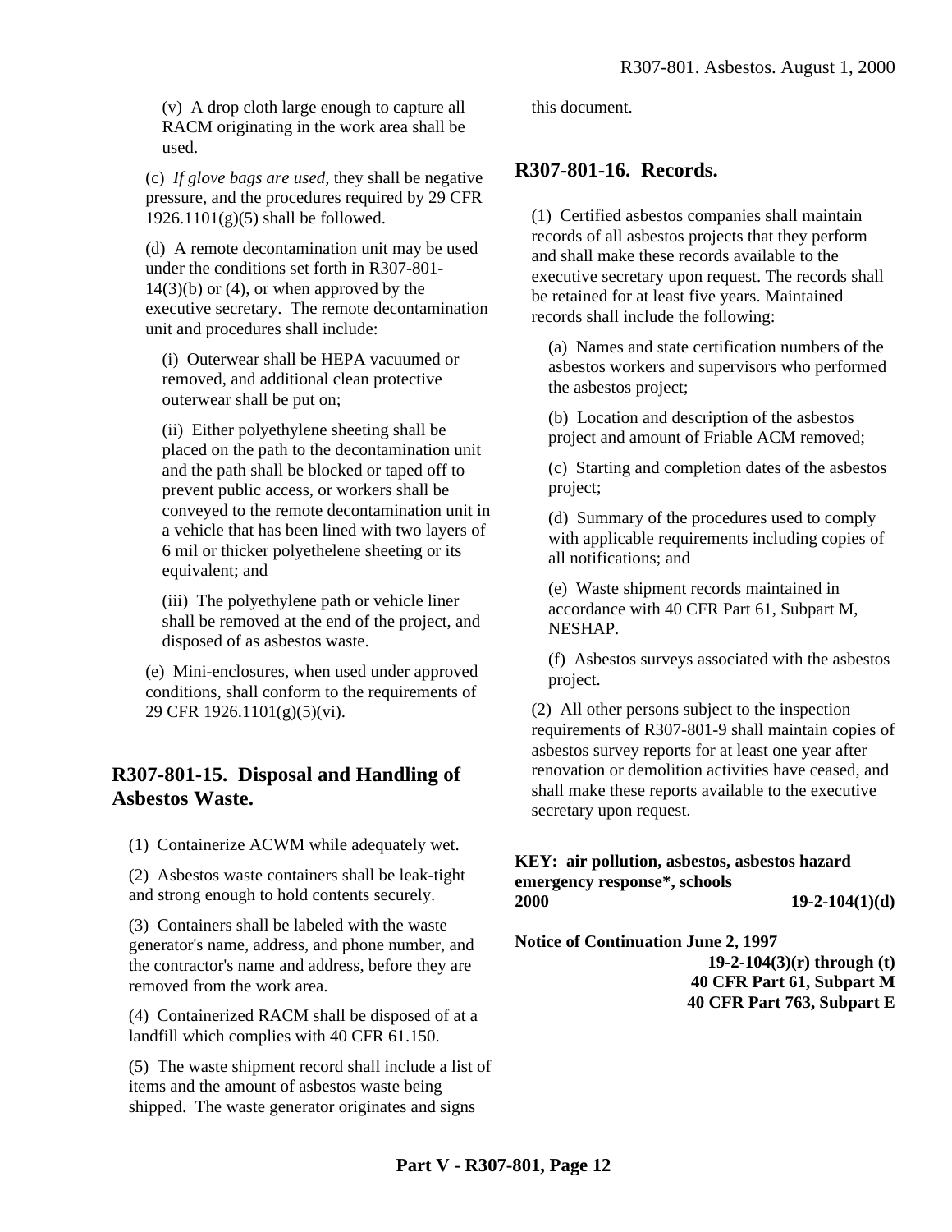(v) A drop cloth large enough to capture all RACM originating in the work area shall be used.

(c) *If glove bags are used*, they shall be negative pressure, and the procedures required by 29 CFR 1926.1101(g)(5) shall be followed.

(d) A remote decontamination unit may be used under the conditions set forth in R307-801-14(3)(b) or (4), or when approved by the executive secretary. The remote decontamination unit and procedures shall include:

(i) Outerwear shall be HEPA vacuumed or removed, and additional clean protective outerwear shall be put on;

(ii) Either polyethylene sheeting shall be placed on the path to the decontamination unit and the path shall be blocked or taped off to prevent public access, or workers shall be conveyed to the remote decontamination unit in a vehicle that has been lined with two layers of 6 mil or thicker polyethelene sheeting or its equivalent; and

(iii) The polyethylene path or vehicle liner shall be removed at the end of the project, and disposed of as asbestos waste.

(e) Mini-enclosures, when used under approved conditions, shall conform to the requirements of 29 CFR 1926.1101(g)(5)(vi).

## R307-801-15. Disposal and Handling of Asbestos Waste.

(1) Containerize ACWM while adequately wet.

(2) Asbestos waste containers shall be leak-tight and strong enough to hold contents securely.

(3) Containers shall be labeled with the waste generator's name, address, and phone number, and the contractor's name and address, before they are removed from the work area.

(4) Containerized RACM shall be disposed of at a landfill which complies with 40 CFR 61.150.

(5) The waste shipment record shall include a list of items and the amount of asbestos waste being shipped. The waste generator originates and signs this document.

## R307-801-16. Records.

(1) Certified asbestos companies shall maintain records of all asbestos projects that they perform and shall make these records available to the executive secretary upon request. The records shall be retained for at least five years. Maintained records shall include the following:

(a) Names and state certification numbers of the asbestos workers and supervisors who performed the asbestos project;

(b) Location and description of the asbestos project and amount of Friable ACM removed;

(c) Starting and completion dates of the asbestos project;

(d) Summary of the procedures used to comply with applicable requirements including copies of all notifications; and

(e) Waste shipment records maintained in accordance with 40 CFR Part 61, Subpart M, NESHAP.

(f) Asbestos surveys associated with the asbestos project.

(2) All other persons subject to the inspection requirements of R307-801-9 shall maintain copies of asbestos survey reports for at least one year after renovation or demolition activities have ceased, and shall make these reports available to the executive secretary upon request.

**KEY: air pollution, asbestos, asbestos hazard emergency response\*, schools**
**2000 19-2-104(1)(d)**

**Notice of Continuation June 2, 1997**
**19-2-104(3)(r) through (t)**
**40 CFR Part 61, Subpart M**
**40 CFR Part 763, Subpart E**